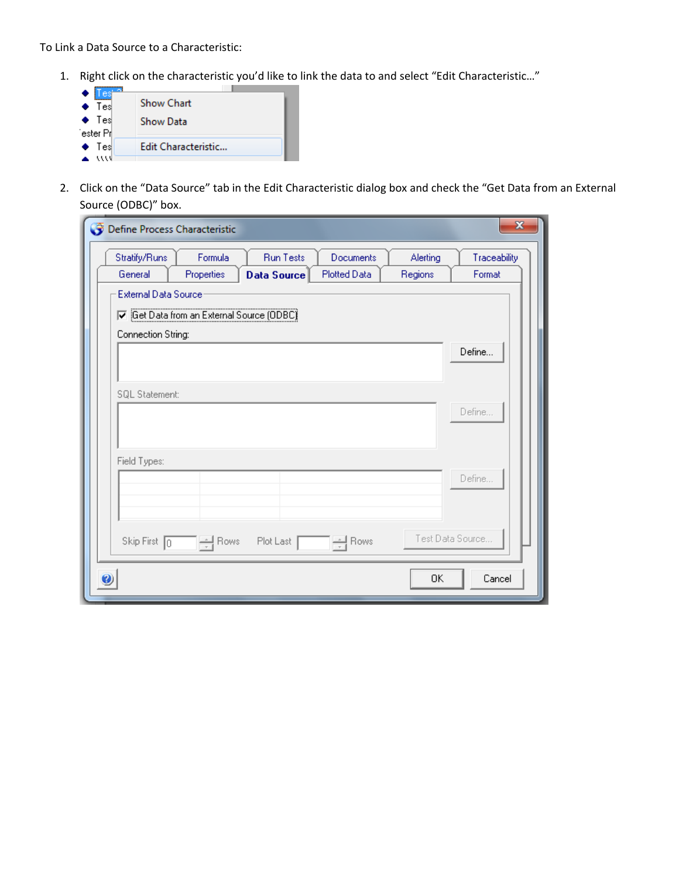To Link a Data Source to a Characteristic:

1. Right click on the characteristic you'd like to link the data to and select "Edit Characteristic…"

2. Click on the "Data Source" tab in the Edit Characteristic dialog box and check the "Get Data from an External Source (ODBC)" box.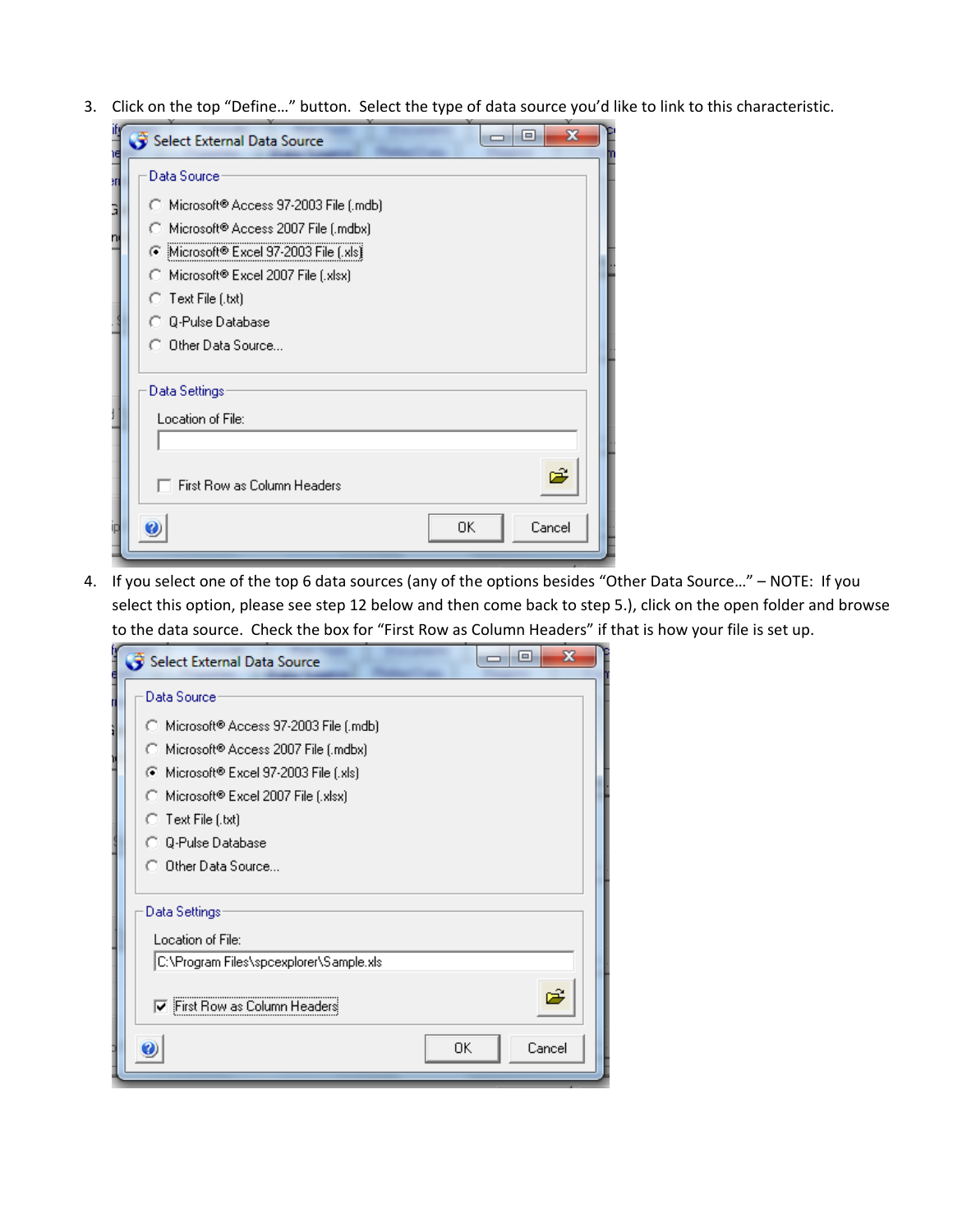3. Click on the top "Define…" button. Select the type of data source you'd like to link to this characteristic.

4. If you select one of the top 6 data sources (any of the options besides "Other Data Source…" – NOTE: If you select this option, please see step 12 below and then come back to step 5.), click on the open folder and browse to the data source. Check the box for "First Row as Column Headers" if that is how your file is set up.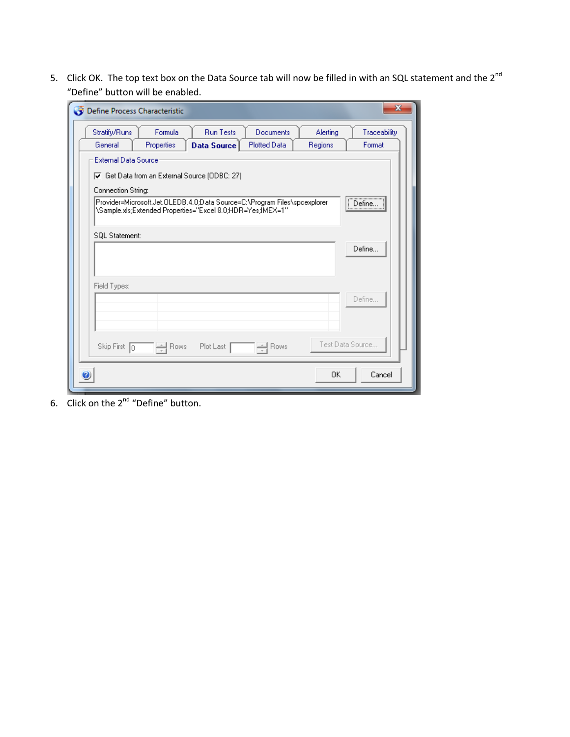5. Click OK. The top text box on the Data Source tab will now be filled in with an SQL statement and the 2nd "Define" button will be enabled.

6. Click on the 2nd "Define" button.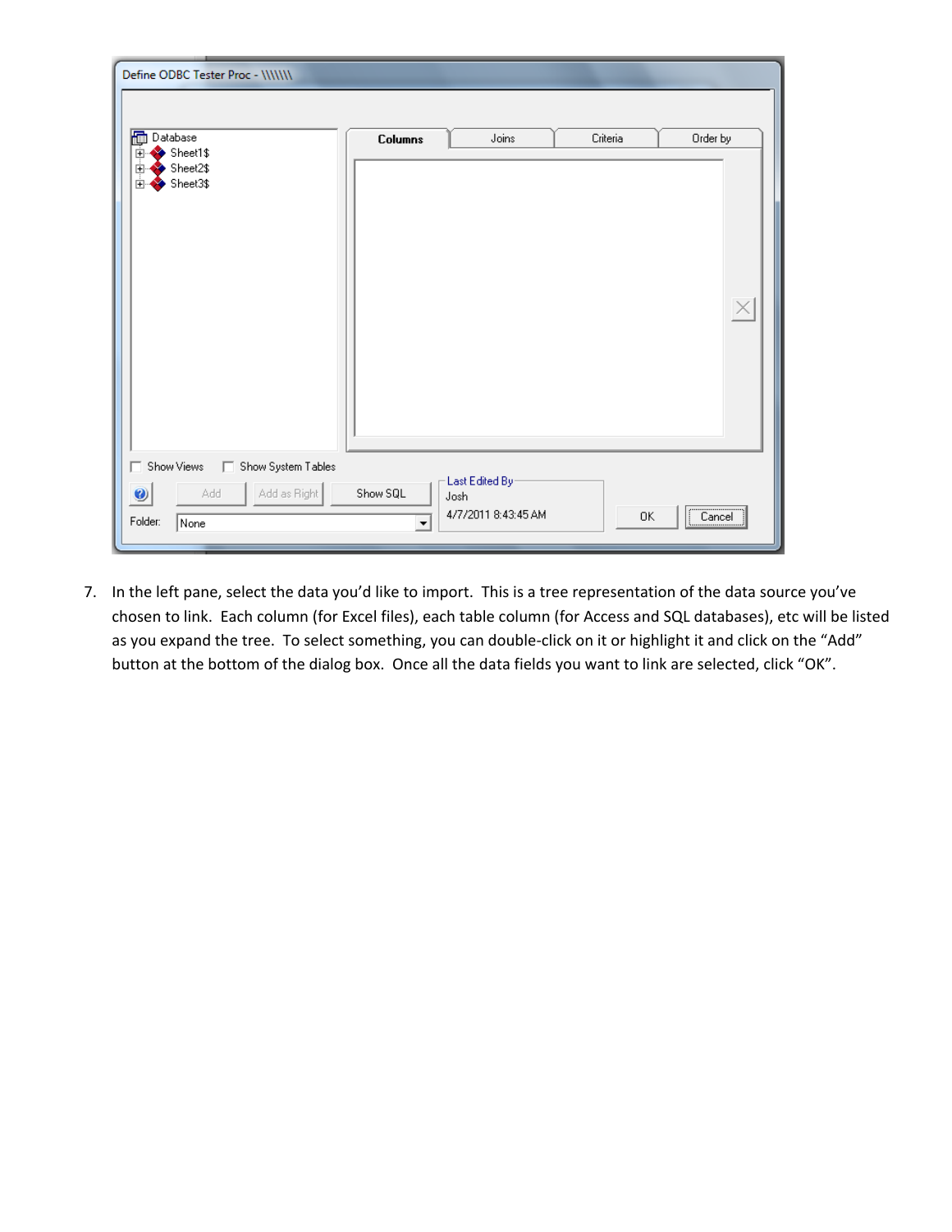7. In the left pane, select the data you'd like to import. This is a tree representation of the data source you've chosen to link. Each column (for Excel files), each table column (for Access and SQL databases), etc will be listed as you expand the tree. To select something, you can double-click on it or highlight it and click on the "Add" button at the bottom of the dialog box. Once all the data fields you want to link are selected, click "OK".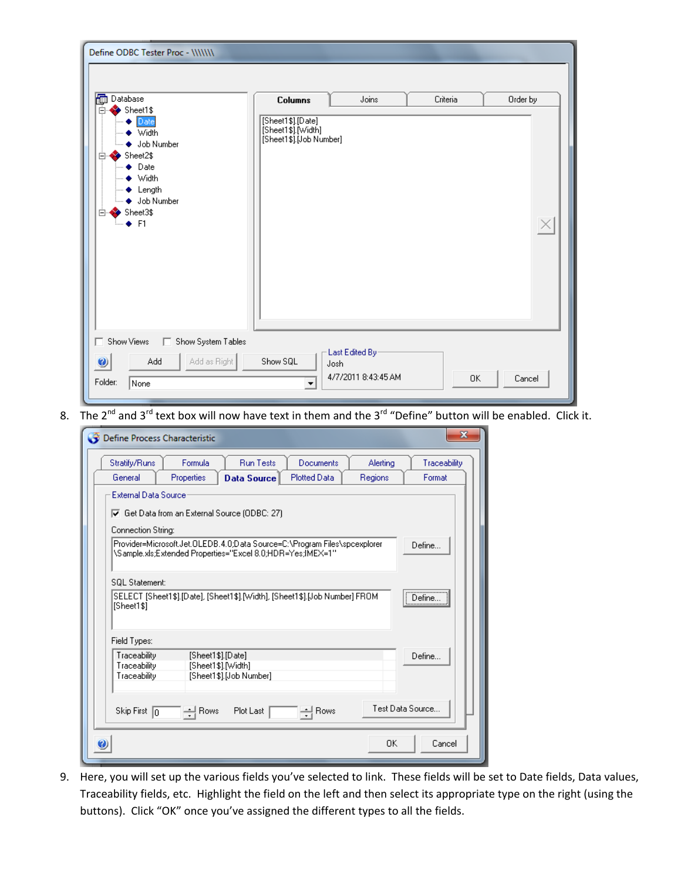8. The 2nd and 3rd text box will now have text in them and the 3rd "Define" button will be enabled. Click it.

9. Here, you will set up the various fields you've selected to link. These fields will be set to Date fields, Data values, Traceability fields, etc. Highlight the field on the left and then select its appropriate type on the right (using the buttons). Click "OK" once you've assigned the different types to all the fields.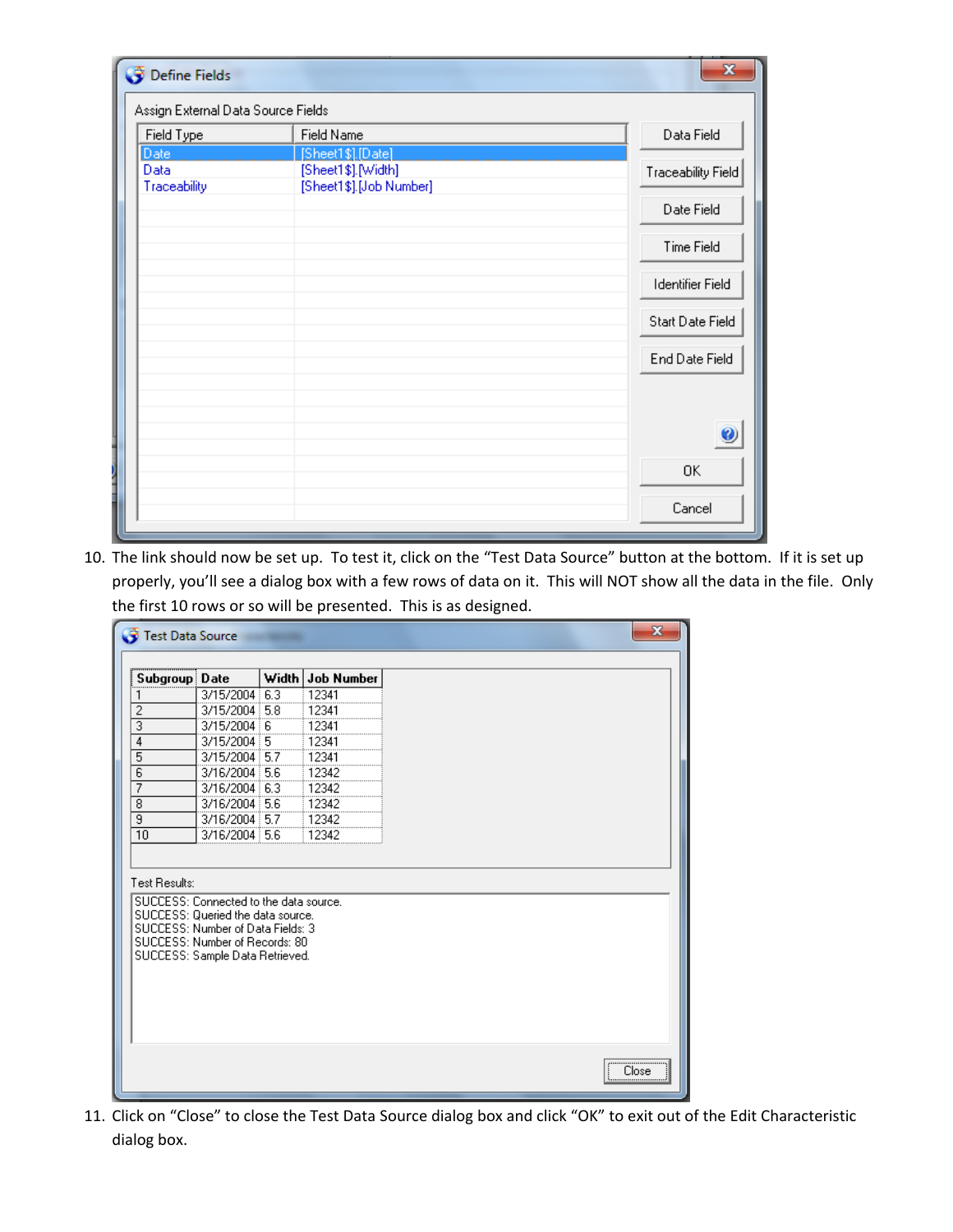10. The link should now be set up. To test it, click on the "Test Data Source" button at the bottom. If it is set up properly, you'll see a dialog box with a few rows of data on it. This will NOT show all the data in the file. Only the first 10 rows or so will be presented. This is as designed.

11. Click on "Close" to close the Test Data Source dialog box and click "OK" to exit out of the Edit Characteristic dialog box.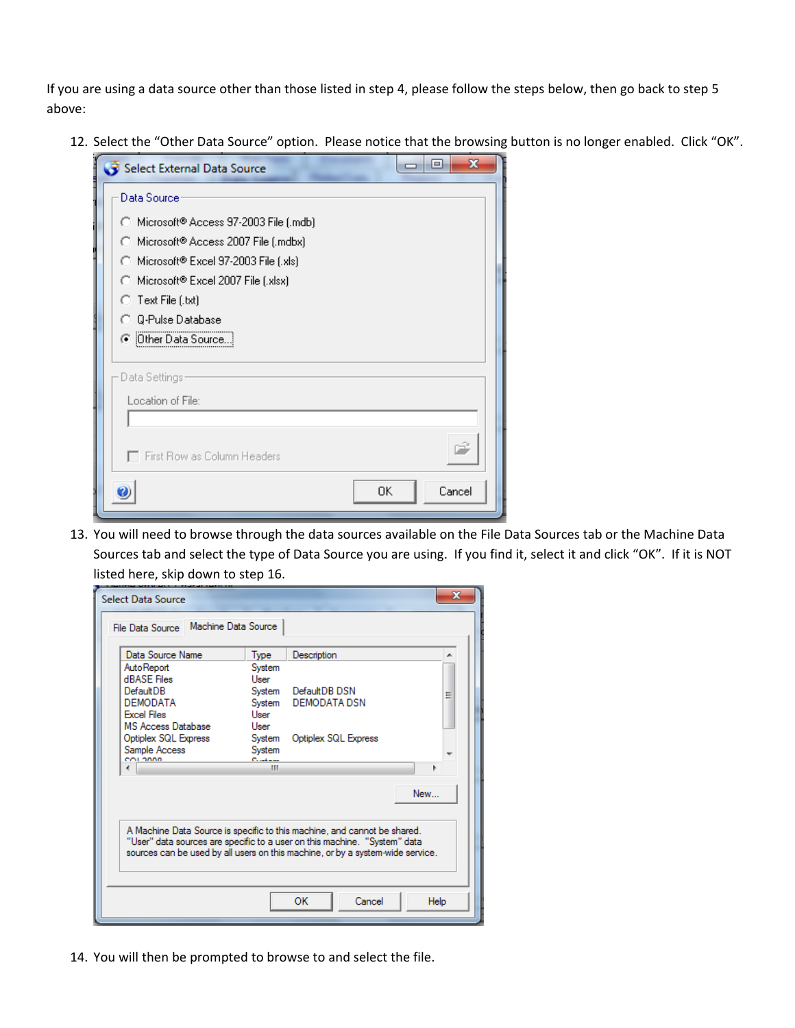If you are using a data source other than those listed in step 4, please follow the steps below, then go back to step 5 above:

12. Select the “Other Data Source” option. Please notice that the browsing button is no longer enabled. Click “OK”.

13. You will need to browse through the data sources available on the File Data Sources tab or the Machine Data Sources tab and select the type of Data Source you are using. If you find it, select it and click “OK”. If it is NOT listed here, skip down to step 16.

14. You will then be prompted to browse to and select the file.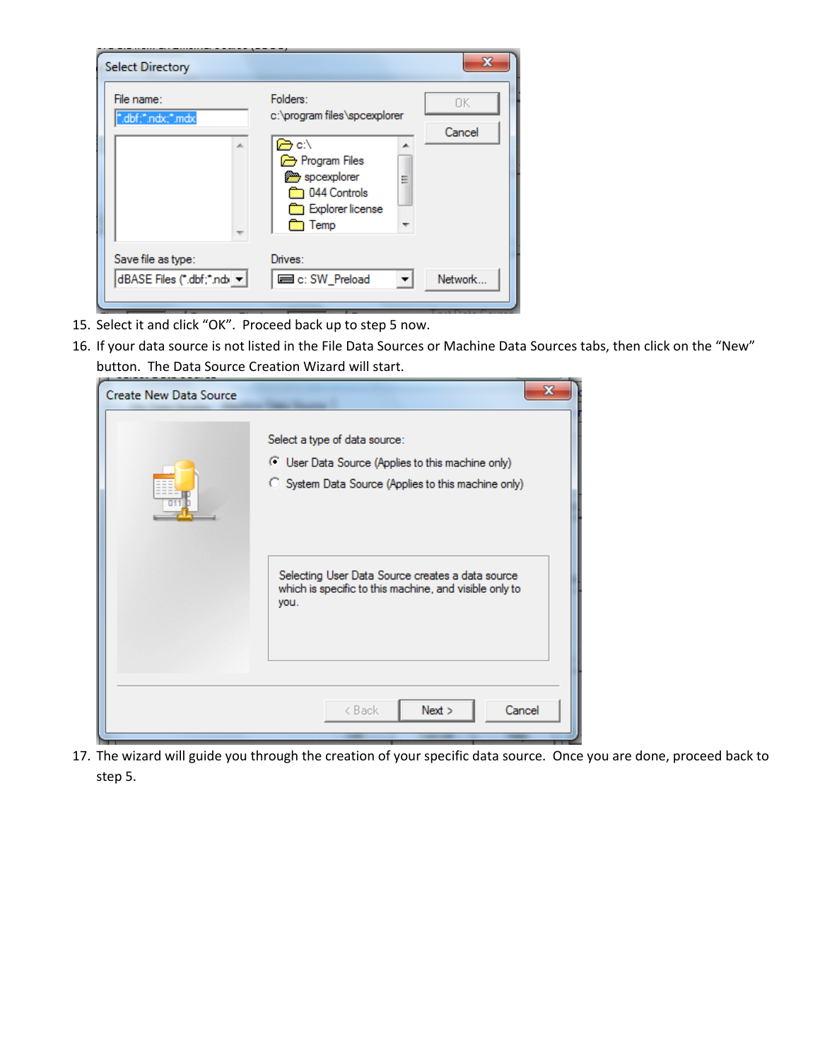15. Select it and click "OK". Proceed back up to step 5 now.
16. If your data source is not listed in the File Data Sources or Machine Data Sources tabs, then click on the "New" button. The Data Source Creation Wizard will start.
17. The wizard will guide you through the creation of your specific data source. Once you are done, proceed back to step 5.